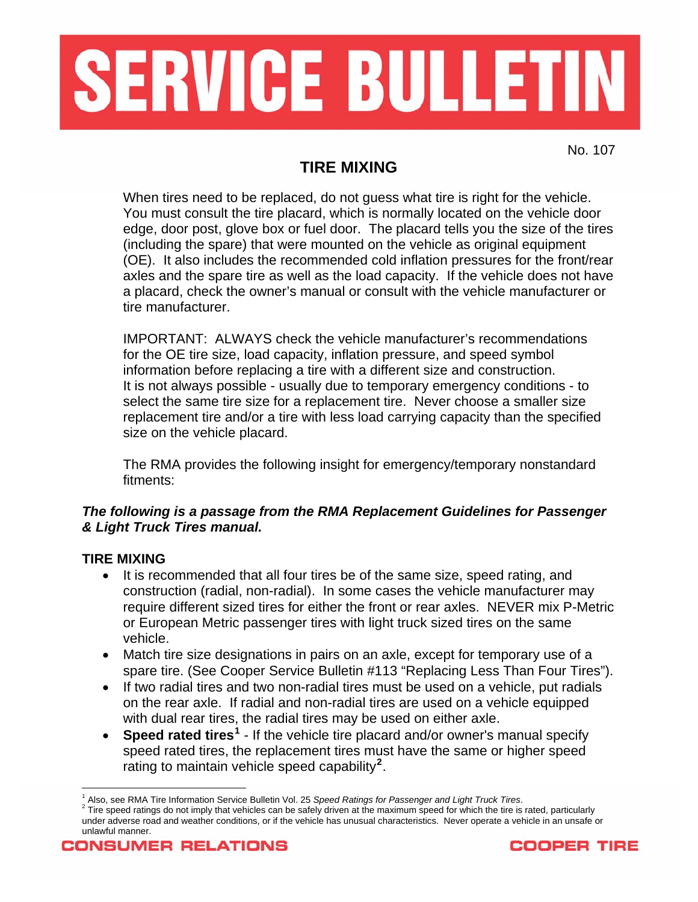# SERVICE BULLETIN

No. 107

## TIRE MIXING

When tires need to be replaced, do not guess what tire is right for the vehicle. You must consult the tire placard, which is normally located on the vehicle door edge, door post, glove box or fuel door. The placard tells you the size of the tires (including the spare) that were mounted on the vehicle as original equipment (OE). It also includes the recommended cold inflation pressures for the front/rear axles and the spare tire as well as the load capacity. If the vehicle does not have a placard, check the owner's manual or consult with the vehicle manufacturer or tire manufacturer.

IMPORTANT: ALWAYS check the vehicle manufacturer's recommendations for the OE tire size, load capacity, inflation pressure, and speed symbol information before replacing a tire with a different size and construction. It is not always possible - usually due to temporary emergency conditions - to select the same tire size for a replacement tire. Never choose a smaller size replacement tire and/or a tire with less load carrying capacity than the specified size on the vehicle placard.

The RMA provides the following insight for emergency/temporary nonstandard fitments:

***The following is a passage from the RMA Replacement Guidelines for Passenger & Light Truck Tires manual.***

### TIRE MIXING

- It is recommended that all four tires be of the same size, speed rating, and construction (radial, non-radial). In some cases the vehicle manufacturer may require different sized tires for either the front or rear axles. NEVER mix P-Metric or European Metric passenger tires with light truck sized tires on the same vehicle.
- Match tire size designations in pairs on an axle, except for temporary use of a spare tire. (See Cooper Service Bulletin #113 "Replacing Less Than Four Tires").
- If two radial tires and two non-radial tires must be used on a vehicle, put radials on the rear axle. If radial and non-radial tires are used on a vehicle equipped with dual rear tires, the radial tires may be used on either axle.
- **Speed rated tires**[1] - If the vehicle tire placard and/or owner's manual specify speed rated tires, the replacement tires must have the same or higher speed rating to maintain vehicle speed capability[2].

---

[1] Also, see RMA Tire Information Service Bulletin Vol. 25 *Speed Ratings for Passenger and Light Truck Tires*.

[2] Tire speed ratings do not imply that vehicles can be safely driven at the maximum speed for which the tire is rated, particularly under adverse road and weather conditions, or if the vehicle has unusual characteristics. Never operate a vehicle in an unsafe or unlawful manner.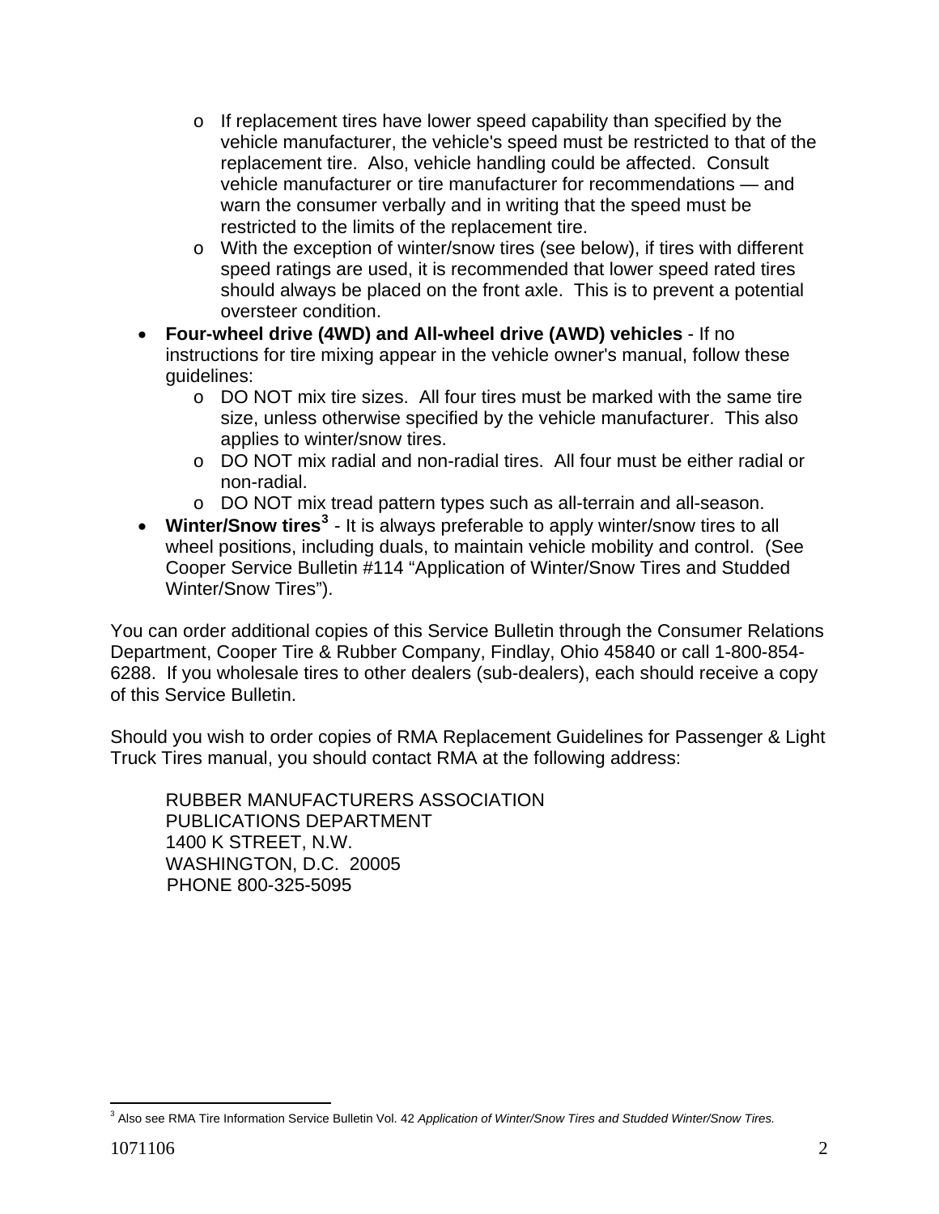- If replacement tires have lower speed capability than specified by the vehicle manufacturer, the vehicle's speed must be restricted to that of the replacement tire. Also, vehicle handling could be affected. Consult vehicle manufacturer or tire manufacturer for recommendations — and warn the consumer verbally and in writing that the speed must be restricted to the limits of the replacement tire.
    - With the exception of winter/snow tires (see below), if tires with different speed ratings are used, it is recommended that lower speed rated tires should always be placed on the front axle. This is to prevent a potential oversteer condition.
- **Four-wheel drive (4WD) and All-wheel drive (AWD) vehicles** - If no instructions for tire mixing appear in the vehicle owner's manual, follow these guidelines:
    - DO NOT mix tire sizes. All four tires must be marked with the same tire size, unless otherwise specified by the vehicle manufacturer. This also applies to winter/snow tires.
    - DO NOT mix radial and non-radial tires. All four must be either radial or non-radial.
    - DO NOT mix tread pattern types such as all-terrain and all-season.
- **Winter/Snow tires**[3] - It is always preferable to apply winter/snow tires to all wheel positions, including duals, to maintain vehicle mobility and control. (See Cooper Service Bulletin #114 "Application of Winter/Snow Tires and Studded Winter/Snow Tires").

You can order additional copies of this Service Bulletin through the Consumer Relations Department, Cooper Tire & Rubber Company, Findlay, Ohio 45840 or call 1-800-854-6288. If you wholesale tires to other dealers (sub-dealers), each should receive a copy of this Service Bulletin.

Should you wish to order copies of RMA Replacement Guidelines for Passenger & Light Truck Tires manual, you should contact RMA at the following address:

RUBBER MANUFACTURERS ASSOCIATION
PUBLICATIONS DEPARTMENT
1400 K STREET, N.W.
WASHINGTON, D.C. 20005
PHONE 800-325-5095

[3] Also see RMA Tire Information Service Bulletin Vol. 42 *Application of Winter/Snow Tires and Studded Winter/Snow Tires.*

1071106